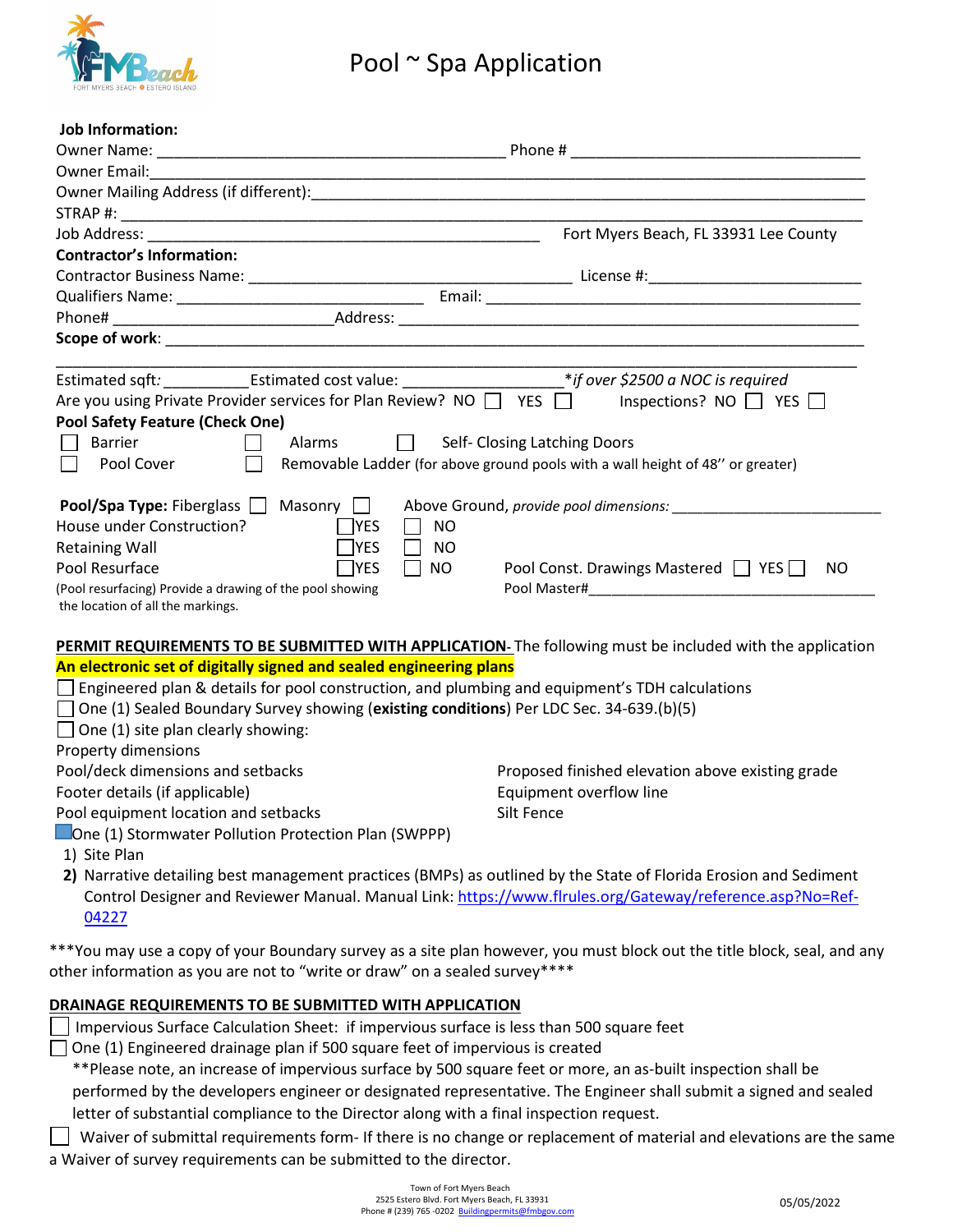# Pool ~ Spa Application

**Job Information:**

Owner Name: ________________________________________ Phone # ________________________________

Owner Email: ________________________________________________________________________________

Owner Mailing Address (if different): ________________________________________________________

STRAP #: ___________________________________________________________________________________

Job Address: ____________________________________________ Fort Myers Beach, FL 33931 Lee County

**Contractor's Information:**

Contractor Business Name: _____________________________________ License #: _______________________

Qualifiers Name: ___________________________ Email: __________________________________________

Phone# _________________________ Address: ____________________________________________________

**Scope of work**: _________________________________________________________________________

______________________________________________________________________________________________

Estimated sqft: __________ Estimated cost value: __________________ *\*if over $2500 a NOC is required*

Are you using Private Provider services for Plan Review? NO ☐ YES ☐ Inspections? NO ☐ YES ☐

**Pool Safety Feature (Check One)**

☐ Barrier ☐ Alarms ☐ Self- Closing Latching Doors

☐ Pool Cover ☐ Removable Ladder (for above ground pools with a wall height of 48'' or greater)

**Pool/Spa Type:** Fiberglass ☐ Masonry ☐ Above Ground, *provide pool dimensions:* ________________________

House under Construction? ☐ YES ☐ NO

Retaining Wall ☐ YES ☐ NO

Pool Resurface ☐ YES ☐ NO

(Pool resurfacing) Provide a drawing of the pool showing the location of all the markings.

Pool Const. Drawings Mastered ☐ YES ☐ NO

Pool Master# ___________________________________

**PERMIT REQUIREMENTS TO BE SUBMITTED WITH APPLICATION**- The following must be included with the application

**An electronic set of digitally signed and sealed engineering plans**

☐ Engineered plan & details for pool construction, and plumbing and equipment's TDH calculations

☐ One (1) Sealed Boundary Survey showing (**existing conditions**) Per LDC Sec. 34-639.(b)(5)

☐ One (1) site plan clearly showing:

Property dimensions

Pool/deck dimensions and setbacks

Footer details (if applicable)

Pool equipment location and setbacks

Proposed finished elevation above existing grade

Equipment overflow line

Silt Fence

☐ One (1) Stormwater Pollution Protection Plan (SWPPP)

1) Site Plan
2) Narrative detailing best management practices (BMPs) as outlined by the State of Florida Erosion and Sediment Control Designer and Reviewer Manual. Manual Link: https://www.flrules.org/Gateway/reference.asp?No=Ref-04227

\*\*\*You may use a copy of your Boundary survey as a site plan however, you must block out the title block, seal, and any other information as you are not to "write or draw" on a sealed survey\*\*\*\*

**DRAINAGE REQUIREMENTS TO BE SUBMITTED WITH APPLICATION**

☐ Impervious Surface Calculation Sheet: if impervious surface is less than 500 square feet

☐ One (1) Engineered drainage plan if 500 square feet of impervious is created

\*\*Please note, an increase of impervious surface by 500 square feet or more, an as-built inspection shall be performed by the developers engineer or designated representative. The Engineer shall submit a signed and sealed letter of substantial compliance to the Director along with a final inspection request.

☐ Waiver of submittal requirements form- If there is no change or replacement of material and elevations are the same a Waiver of survey requirements can be submitted to the director.

Town of Fort Myers Beach
2525 Estero Blvd. Fort Myers Beach, FL 33931
Phone # (239) 765 -0202 Buildingpermits@fmbgov.com

05/05/2022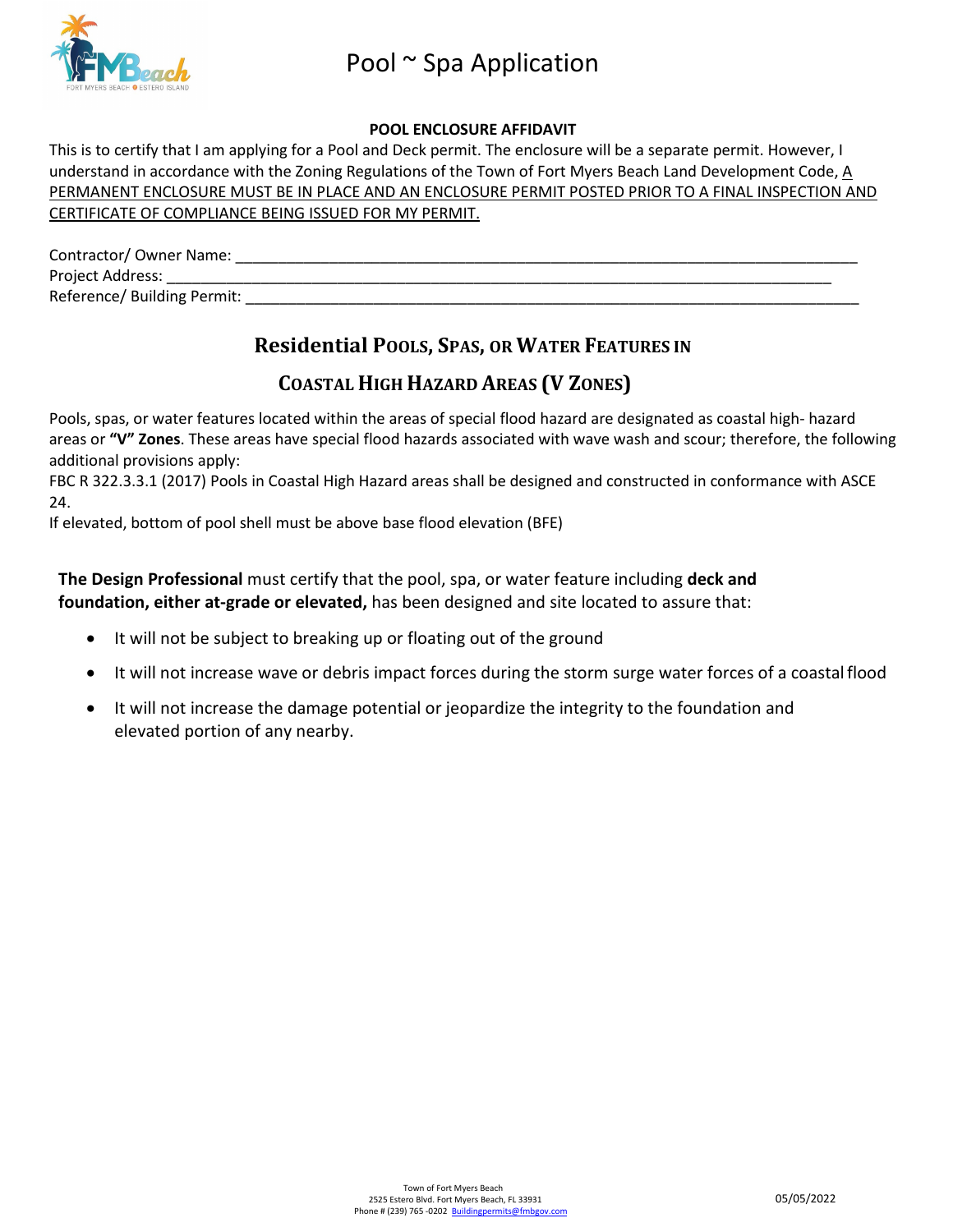# Pool ~ Spa Application

**POOL ENCLOSURE AFFIDAVIT**

This is to certify that I am applying for a Pool and Deck permit. The enclosure will be a separate permit. However, I understand in accordance with the Zoning Regulations of the Town of Fort Myers Beach Land Development Code, A PERMANENT ENCLOSURE MUST BE IN PLACE AND AN ENCLOSURE PERMIT POSTED PRIOR TO A FINAL INSPECTION AND CERTIFICATE OF COMPLIANCE BEING ISSUED FOR MY PERMIT.

Contractor/ Owner Name: ____________________________________________________________________________

Project Address: ____________________________________________________________________________

Reference/ Building Permit: ____________________________________________________________________________

## Residential Pools, Spas, or Water Features in

## Coastal High Hazard Areas (V Zones)

Pools, spas, or water features located within the areas of special flood hazard are designated as coastal high- hazard areas or **"V" Zones**. These areas have special flood hazards associated with wave wash and scour; therefore, the following additional provisions apply:

FBC R 322.3.3.1 (2017) Pools in Coastal High Hazard areas shall be designed and constructed in conformance with ASCE 24.

If elevated, bottom of pool shell must be above base flood elevation (BFE)

**The Design Professional** must certify that the pool, spa, or water feature including **deck and foundation, either at-grade or elevated,** has been designed and site located to assure that:

- It will not be subject to breaking up or floating out of the ground
- It will not increase wave or debris impact forces during the storm surge water forces of a coastal flood
- It will not increase the damage potential or jeopardize the integrity to the foundation and elevated portion of any nearby.

Town of Fort Myers Beach
2525 Estero Blvd. Fort Myers Beach, FL 33931
Phone # (239) 765 -0202 Buildingpermits@fmbgov.com

05/05/2022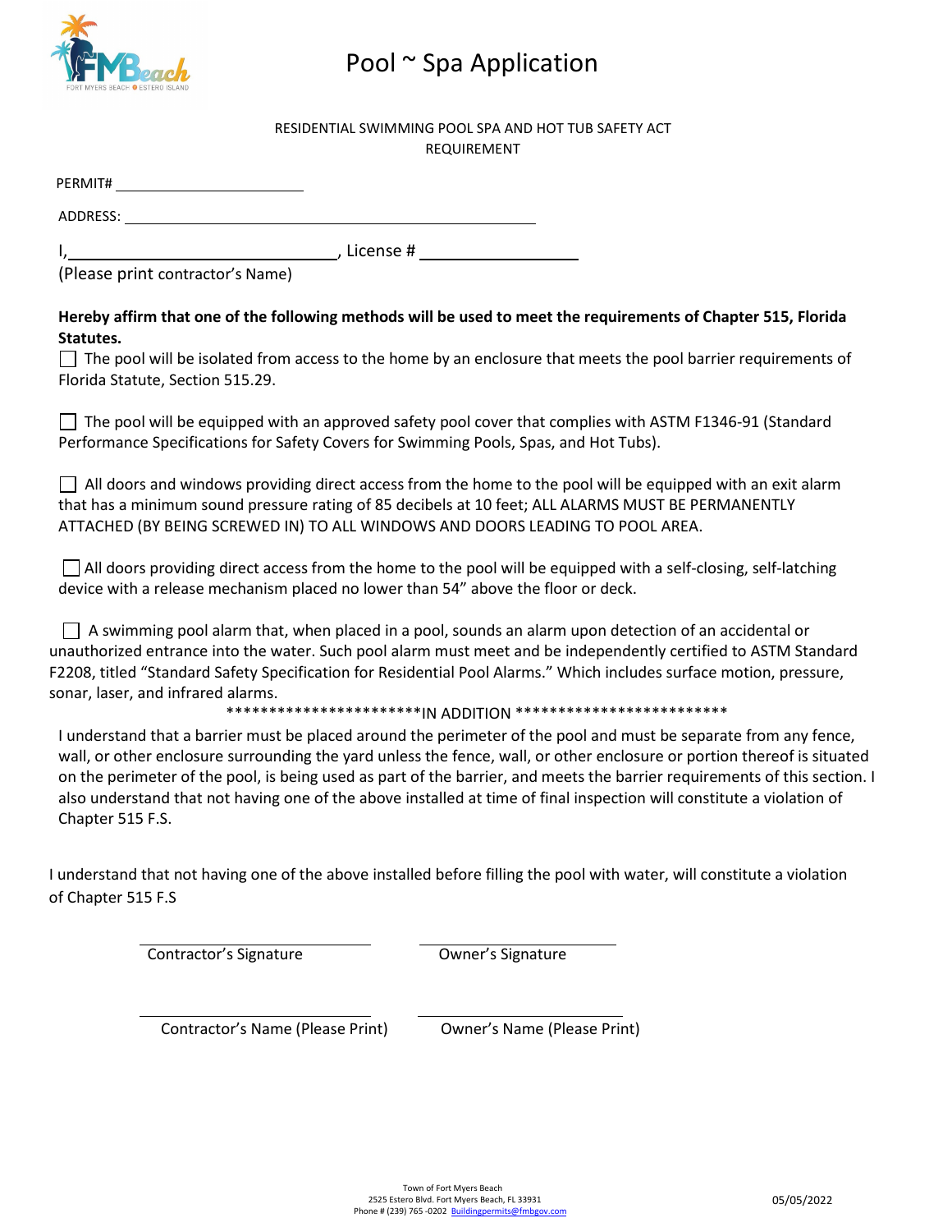# Pool ~ Spa Application

RESIDENTIAL SWIMMING POOL SPA AND HOT TUB SAFETY ACT
REQUIREMENT

PERMIT# ______________________

ADDRESS: ______________________________________________

I, ______________________________, License # __________________
(Please print contractor's Name)

**Hereby affirm that one of the following methods will be used to meet the requirements of Chapter 515, Florida Statutes.**

☐ The pool will be isolated from access to the home by an enclosure that meets the pool barrier requirements of Florida Statute, Section 515.29.

☐ The pool will be equipped with an approved safety pool cover that complies with ASTM F1346-91 (Standard Performance Specifications for Safety Covers for Swimming Pools, Spas, and Hot Tubs).

☐ All doors and windows providing direct access from the home to the pool will be equipped with an exit alarm that has a minimum sound pressure rating of 85 decibels at 10 feet; ALL ALARMS MUST BE PERMANENTLY ATTACHED (BY BEING SCREWED IN) TO ALL WINDOWS AND DOORS LEADING TO POOL AREA.

☐ All doors providing direct access from the home to the pool will be equipped with a self-closing, self-latching device with a release mechanism placed no lower than 54" above the floor or deck.

☐ A swimming pool alarm that, when placed in a pool, sounds an alarm upon detection of an accidental or unauthorized entrance into the water. Such pool alarm must meet and be independently certified to ASTM Standard F2208, titled "Standard Safety Specification for Residential Pool Alarms." Which includes surface motion, pressure, sonar, laser, and infrared alarms.

***********************IN ADDITION *************************

I understand that a barrier must be placed around the perimeter of the pool and must be separate from any fence, wall, or other enclosure surrounding the yard unless the fence, wall, or other enclosure or portion thereof is situated on the perimeter of the pool, is being used as part of the barrier, and meets the barrier requirements of this section. I also understand that not having one of the above installed at time of final inspection will constitute a violation of Chapter 515 F.S.

I understand that not having one of the above installed before filling the pool with water, will constitute a violation of Chapter 515 F.S

______________________ ______________________
Contractor's Signature Owner's Signature

______________________ ______________________
Contractor's Name (Please Print) Owner's Name (Please Print)

Town of Fort Myers Beach
2525 Estero Blvd. Fort Myers Beach, FL 33931
Phone # (239) 765 -0202 Buildingpermits@fmbgov.com

05/05/2022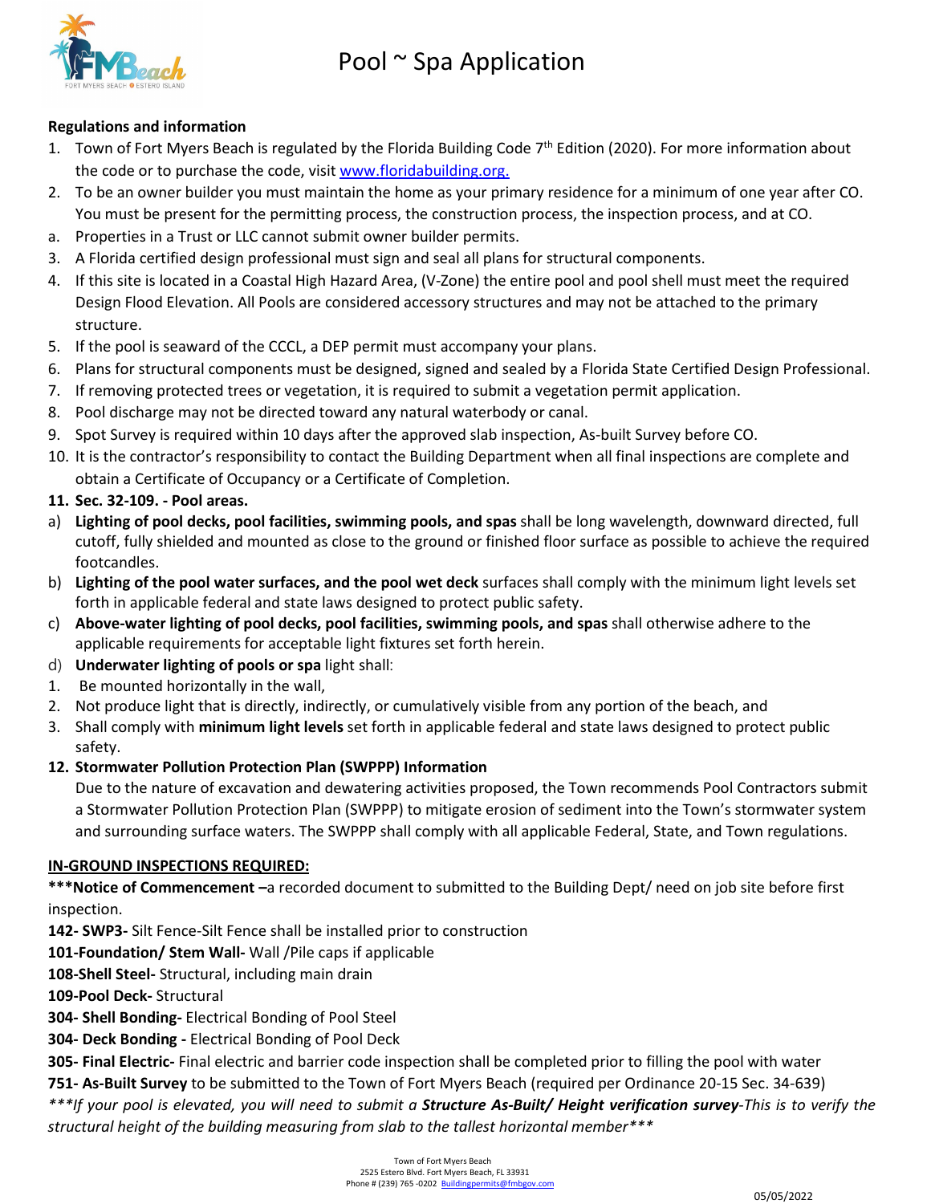# Pool ~ Spa Application

**Regulations and information**

1. Town of Fort Myers Beach is regulated by the Florida Building Code 7th Edition (2020). For more information about the code or to purchase the code, visit [www.floridabuilding.org.](http://www.floridabuilding.org)
2. To be an owner builder you must maintain the home as your primary residence for a minimum of one year after CO. You must be present for the permitting process, the construction process, the inspection process, and at CO.

a. Properties in a Trust or LLC cannot submit owner builder permits.

3. A Florida certified design professional must sign and seal all plans for structural components.
4. If this site is located in a Coastal High Hazard Area, (V-Zone) the entire pool and pool shell must meet the required Design Flood Elevation. All Pools are considered accessory structures and may not be attached to the primary structure.
5. If the pool is seaward of the CCCL, a DEP permit must accompany your plans.
6. Plans for structural components must be designed, signed and sealed by a Florida State Certified Design Professional.
7. If removing protected trees or vegetation, it is required to submit a vegetation permit application.
8. Pool discharge may not be directed toward any natural waterbody or canal.
9. Spot Survey is required within 10 days after the approved slab inspection, As-built Survey before CO.
10. It is the contractor's responsibility to contact the Building Department when all final inspections are complete and obtain a Certificate of Occupancy or a Certificate of Completion.
11. **Sec. 32-109. - Pool areas.**

a) **Lighting of pool decks, pool facilities, swimming pools, and spas** shall be long wavelength, downward directed, full cutoff, fully shielded and mounted as close to the ground or finished floor surface as possible to achieve the required footcandles.

b) **Lighting of the pool water surfaces, and the pool wet deck** surfaces shall comply with the minimum light levels set forth in applicable federal and state laws designed to protect public safety.

c) **Above-water lighting of pool decks, pool facilities, swimming pools, and spas** shall otherwise adhere to the applicable requirements for acceptable light fixtures set forth herein.

d) **Underwater lighting of pools or spa** light shall:

1. Be mounted horizontally in the wall,
2. Not produce light that is directly, indirectly, or cumulatively visible from any portion of the beach, and
3. Shall comply with **minimum light levels** set forth in applicable federal and state laws designed to protect public safety.

12. **Stormwater Pollution Protection Plan (SWPPP) Information**

    Due to the nature of excavation and dewatering activities proposed, the Town recommends Pool Contractors submit a Stormwater Pollution Protection Plan (SWPPP) to mitigate erosion of sediment into the Town's stormwater system and surrounding surface waters. The SWPPP shall comply with all applicable Federal, State, and Town regulations.

**IN-GROUND INSPECTIONS REQUIRED:**

*****Notice of Commencement** –a recorded document to submitted to the Building Dept/ need on job site before first inspection.

**142- SWP3-** Silt Fence-Silt Fence shall be installed prior to construction

**101-Foundation/ Stem Wall-** Wall /Pile caps if applicable

**108-Shell Steel-** Structural, including main drain

**109-Pool Deck-** Structural

**304- Shell Bonding-** Electrical Bonding of Pool Steel

**304- Deck Bonding -** Electrical Bonding of Pool Deck

**305- Final Electric-** Final electric and barrier code inspection shall be completed prior to filling the pool with water

**751- As-Built Survey** to be submitted to the Town of Fort Myers Beach (required per Ordinance 20-15 Sec. 34-639)

****If your pool is elevated, you will need to submit a* ***Structure As-Built/ Height verification survey****-This is to verify the structural height of the building measuring from slab to the tallest horizontal member****

Town of Fort Myers Beach
2525 Estero Blvd. Fort Myers Beach, FL 33931
Phone # (239) 765 -0202 [Buildingpermits@fmbgov.com](mailto:Buildingpermits@fmbgov.com)

05/05/2022